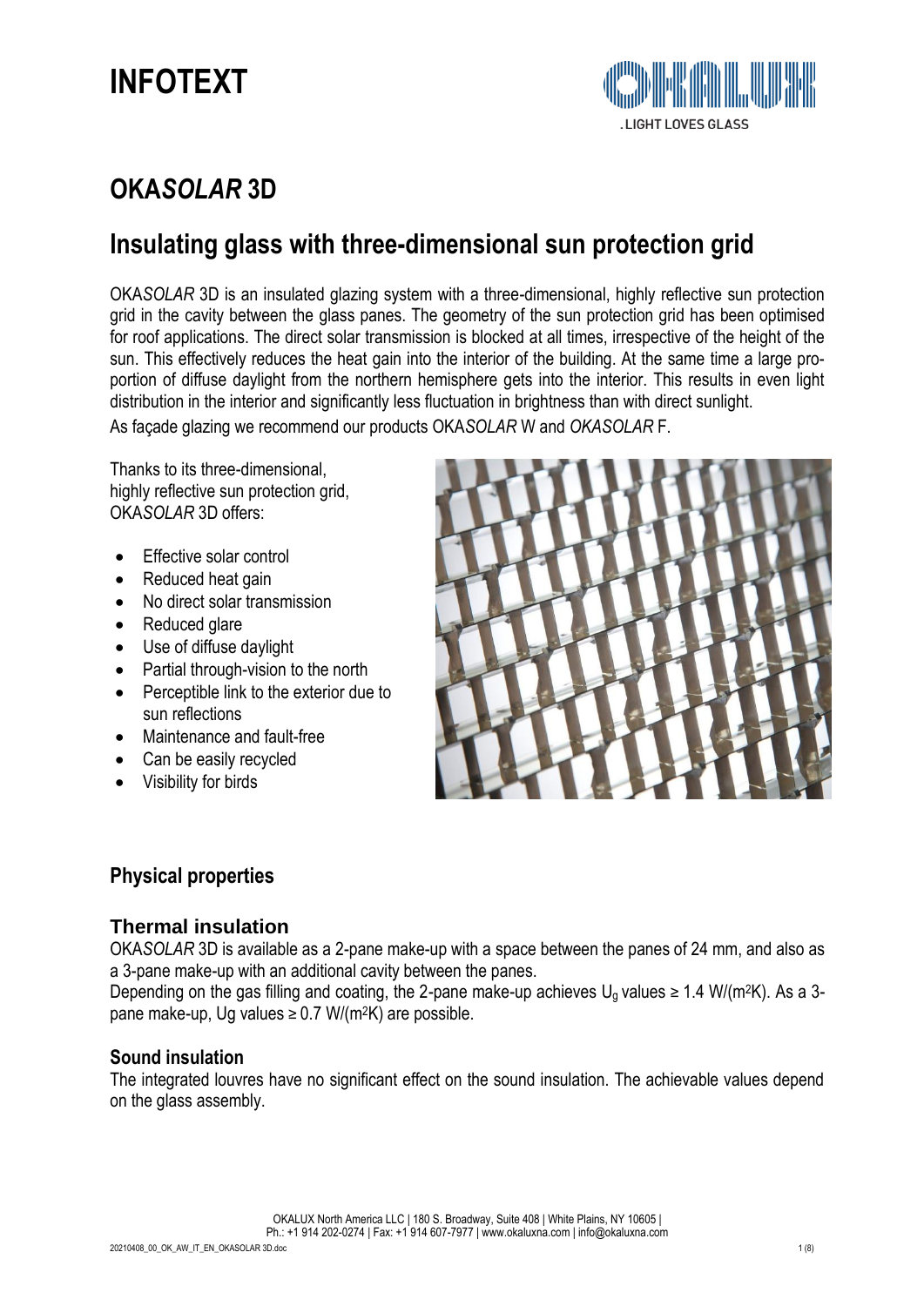# INFOTEXT

## OKA*SOLAR* 3D

## Insulating glass with three-dimensional sun protection grid

OKA*SOLAR* 3D is an insulated glazing system with a three-dimensional, highly reflective sun protection grid in the cavity between the glass panes. The geometry of the sun protection grid has been optimised for roof applications. The direct solar transmission is blocked at all times, irrespective of the height of the sun. This effectively reduces the heat gain into the interior of the building. At the same time a large proportion of diffuse daylight from the northern hemisphere gets into the interior. This results in even light distribution in the interior and significantly less fluctuation in brightness than with direct sunlight.

As façade glazing we recommend our products OKA*SOLAR* W and *OKASOLAR* F.

Thanks to its three-dimensional, highly reflective sun protection grid, OKA*SOLAR* 3D offers:

- Effective solar control
- Reduced heat gain
- No direct solar transmission
- Reduced glare
- Use of diffuse daylight
- Partial through-vision to the north
- Perceptible link to the exterior due to sun reflections
- Maintenance and fault-free
- Can be easily recycled
- Visibility for birds

### Physical properties

#### Thermal insulation

OKA*SOLAR* 3D is available as a 2-pane make-up with a space between the panes of 24 mm, and also as a 3-pane make-up with an additional cavity between the panes.

Depending on the gas filling and coating, the 2-pane make-up achieves $U_g$ values ≥ 1.4 W/(m²K). As a 3-pane make-up, Ug values ≥ 0.7 W/(m²K) are possible.

#### Sound insulation

The integrated louvres have no significant effect on the sound insulation. The achievable values depend on the glass assembly.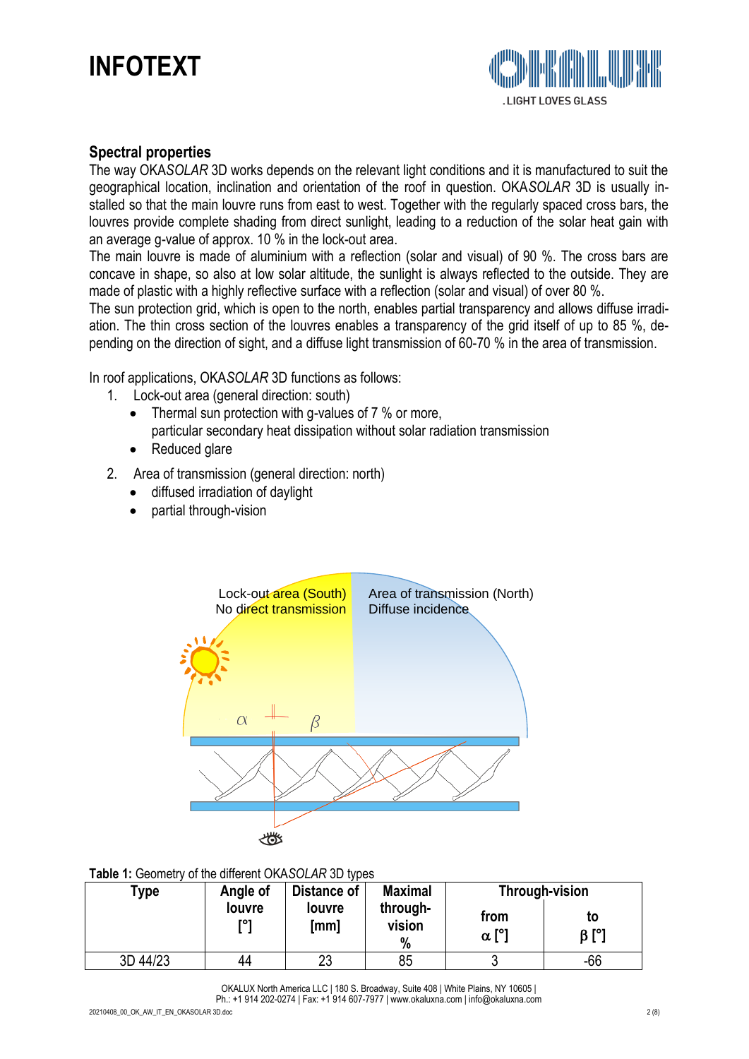## Spectral properties

The way OKA*SOLAR* 3D works depends on the relevant light conditions and it is manufactured to suit the geographical location, inclination and orientation of the roof in question. OKA*SOLAR* 3D is usually installed so that the main louvre runs from east to west. Together with the regularly spaced cross bars, the louvres provide complete shading from direct sunlight, leading to a reduction of the solar heat gain with an average g-value of approx. 10 % in the lock-out area.

The main louvre is made of aluminium with a reflection (solar and visual) of 90 %. The cross bars are concave in shape, so also at low solar altitude, the sunlight is always reflected to the outside. They are made of plastic with a highly reflective surface with a reflection (solar and visual) of over 80 %.

The sun protection grid, which is open to the north, enables partial transparency and allows diffuse irradiation. The thin cross section of the louvres enables a transparency of the grid itself of up to 85 %, depending on the direction of sight, and a diffuse light transmission of 60-70 % in the area of transmission.

In roof applications, OKA*SOLAR* 3D functions as follows:

1. Lock-out area (general direction: south)
   - Thermal sun protection with g-values of 7 % or more, particular secondary heat dissipation without solar radiation transmission
   - Reduced glare
2. Area of transmission (general direction: north)
   - diffused irradiation of daylight
   - partial through-vision

Lock-out area (South) No direct transmission | Area of transmission (North) Diffuse incidence

**Table 1:** Geometry of the different OKA*SOLAR* 3D types

| Type | Angle of louvre [°] | Distance of louvre [mm] | Maximal through-vision % | Through-vision | |
|---|---|---|---|---|---|
| | | | | from $\alpha$ [°] | to $\beta$ [°] |
| 3D 44/23 | 44 | 23 | 85 | 3 | -66 |

OKALUX North America LLC | 180 S. Broadway, Suite 408 | White Plains, NY 10605 |
Ph.: +1 914 202-0274 | Fax: +1 914 607-7977 | www.okaluxna.com | info@okaluxna.com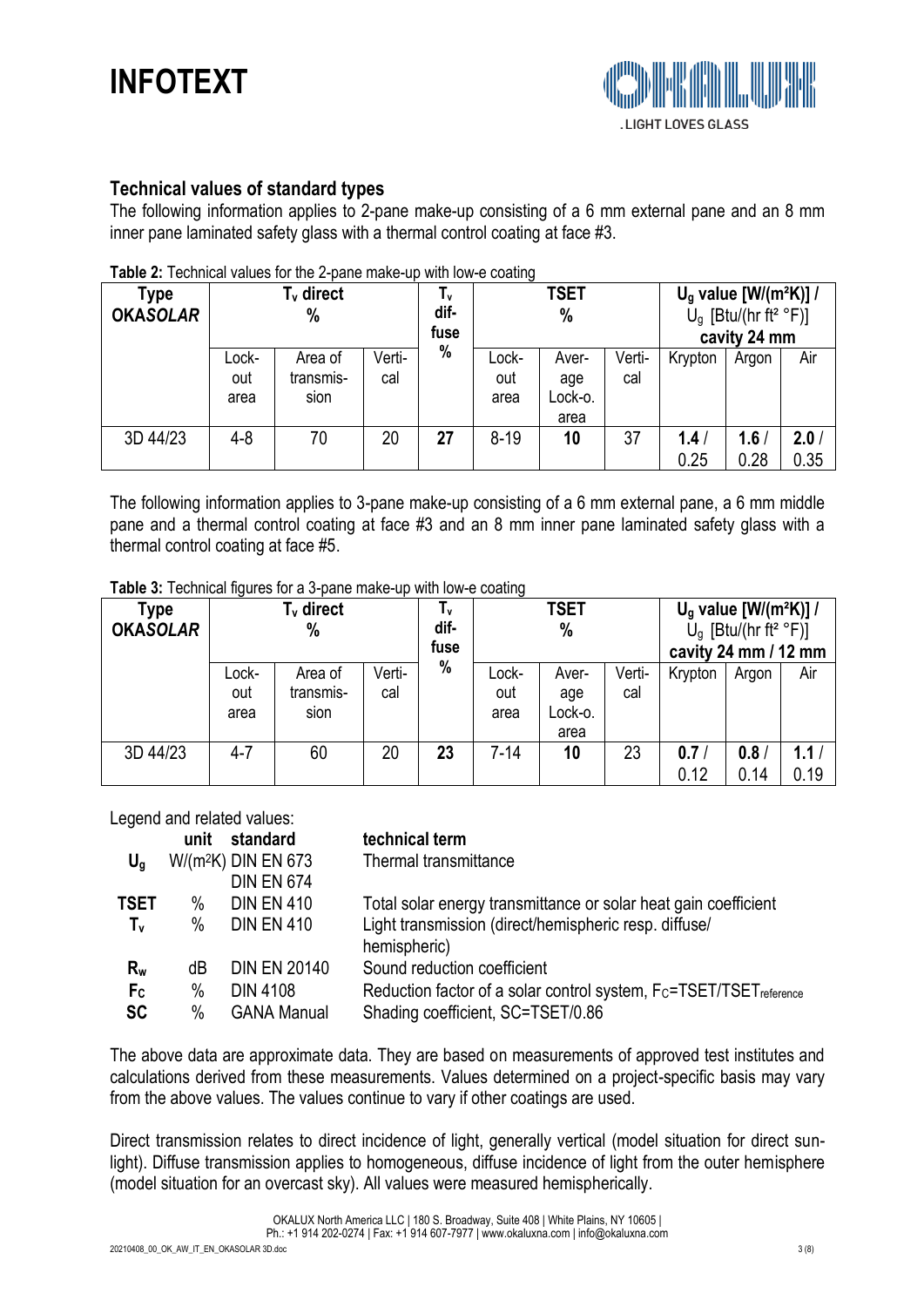## Technical values of standard types

The following information applies to 2-pane make-up consisting of a 6 mm external pane and an 8 mm inner pane laminated safety glass with a thermal control coating at face #3.

**Table 2:** Technical values for the 2-pane make-up with low-e coating

| Type OKA*SOLAR* | $T_v$ direct % | | | $T_v$ diffuse % | TSET % | | | $U_g$ value [W/(m²K)] / $U_g$ [Btu/(hr ft² °F)] cavity 24 mm | | |
|---|---|---|---|---|---|---|---|---|---|---|
| | Lock-out area | Area of transmission | Vertical | | Lock-out area | Average Lock-o. area | Vertical | Krypton | Argon | Air |
| 3D 44/23 | 4-8 | 70 | 20 | **27** | 8-19 | **10** | 37 | **1.4** / 0.25 | **1.6** / 0.28 | **2.0** / 0.35 |

The following information applies to 3-pane make-up consisting of a 6 mm external pane, a 6 mm middle pane and a thermal control coating at face #3 and an 8 mm inner pane laminated safety glass with a thermal control coating at face #5.

**Table 3:** Technical figures for a 3-pane make-up with low-e coating

| Type OKA*SOLAR* | $T_v$ direct % | | | $T_v$ diffuse % | TSET % | | | $U_g$ value [W/(m²K)] / $U_g$ [Btu/(hr ft² °F)] cavity 24 mm / 12 mm | | |
|---|---|---|---|---|---|---|---|---|---|---|
| | Lock-out area | Area of transmission | Vertical | | Lock-out area | Average Lock-o. area | Vertical | Krypton | Argon | Air |
| 3D 44/23 | 4-7 | 60 | 20 | **23** | 7-14 | **10** | 23 | **0.7** / 0.12 | **0.8** / 0.14 | **1.1** / 0.19 |

Legend and related values:

| | unit | standard | technical term |
|---|---|---|---|
| $U_g$ | W/(m²K) | DIN EN 673, DIN EN 674 | Thermal transmittance |
| **TSET** | % | DIN EN 410 | Total solar energy transmittance or solar heat gain coefficient |
| $T_v$ | % | DIN EN 410 | Light transmission (direct/hemispheric resp. diffuse/ hemispheric) |
| $R_w$ | dB | DIN EN 20140 | Sound reduction coefficient |
| $F_C$ | % | DIN 4108 | Reduction factor of a solar control system, $F_C$=TSET/TSET$_{reference}$ |
| **SC** | % | GANA Manual | Shading coefficient, SC=TSET/0.86 |

The above data are approximate data. They are based on measurements of approved test institutes and calculations derived from these measurements. Values determined on a project-specific basis may vary from the above values. The values continue to vary if other coatings are used.

Direct transmission relates to direct incidence of light, generally vertical (model situation for direct sunlight). Diffuse transmission applies to homogeneous, diffuse incidence of light from the outer hemisphere (model situation for an overcast sky). All values were measured hemispherically.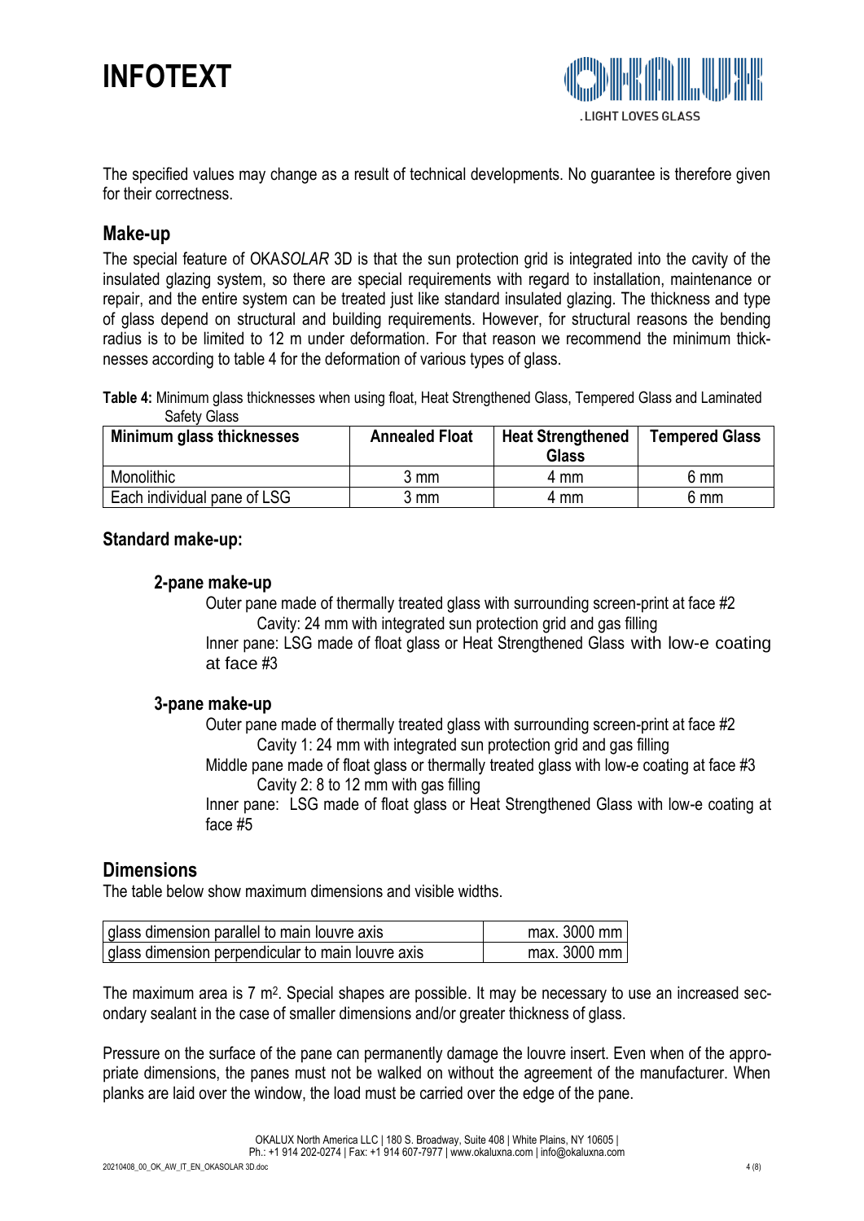The specified values may change as a result of technical developments. No guarantee is therefore given for their correctness.

## Make-up

The special feature of OKA*SOLAR* 3D is that the sun protection grid is integrated into the cavity of the insulated glazing system, so there are special requirements with regard to installation, maintenance or repair, and the entire system can be treated just like standard insulated glazing. The thickness and type of glass depend on structural and building requirements. However, for structural reasons the bending radius is to be limited to 12 m under deformation. For that reason we recommend the minimum thicknesses according to table 4 for the deformation of various types of glass.

**Table 4:** Minimum glass thicknesses when using float, Heat Strengthened Glass, Tempered Glass and Laminated Safety Glass

| Minimum glass thicknesses | Annealed Float | Heat Strengthened Glass | Tempered Glass |
|---|---|---|---|
| Monolithic | 3 mm | 4 mm | 6 mm |
| Each individual pane of LSG | 3 mm | 4 mm | 6 mm |

### Standard make-up:

#### 2-pane make-up

Outer pane made of thermally treated glass with surrounding screen-print at face #2
Cavity: 24 mm with integrated sun protection grid and gas filling
Inner pane: LSG made of float glass or Heat Strengthened Glass with low-e coating at face #3

#### 3-pane make-up

Outer pane made of thermally treated glass with surrounding screen-print at face #2
Cavity 1: 24 mm with integrated sun protection grid and gas filling
Middle pane made of float glass or thermally treated glass with low-e coating at face #3
Cavity 2: 8 to 12 mm with gas filling
Inner pane: LSG made of float glass or Heat Strengthened Glass with low-e coating at face #5

## Dimensions

The table below show maximum dimensions and visible widths.

| glass dimension parallel to main louvre axis | max. 3000 mm |
|---|---|
| glass dimension perpendicular to main louvre axis | max. 3000 mm |

The maximum area is 7 m². Special shapes are possible. It may be necessary to use an increased secondary sealant in the case of smaller dimensions and/or greater thickness of glass.

Pressure on the surface of the pane can permanently damage the louvre insert. Even when of the appropriate dimensions, the panes must not be walked on without the agreement of the manufacturer. When planks are laid over the window, the load must be carried over the edge of the pane.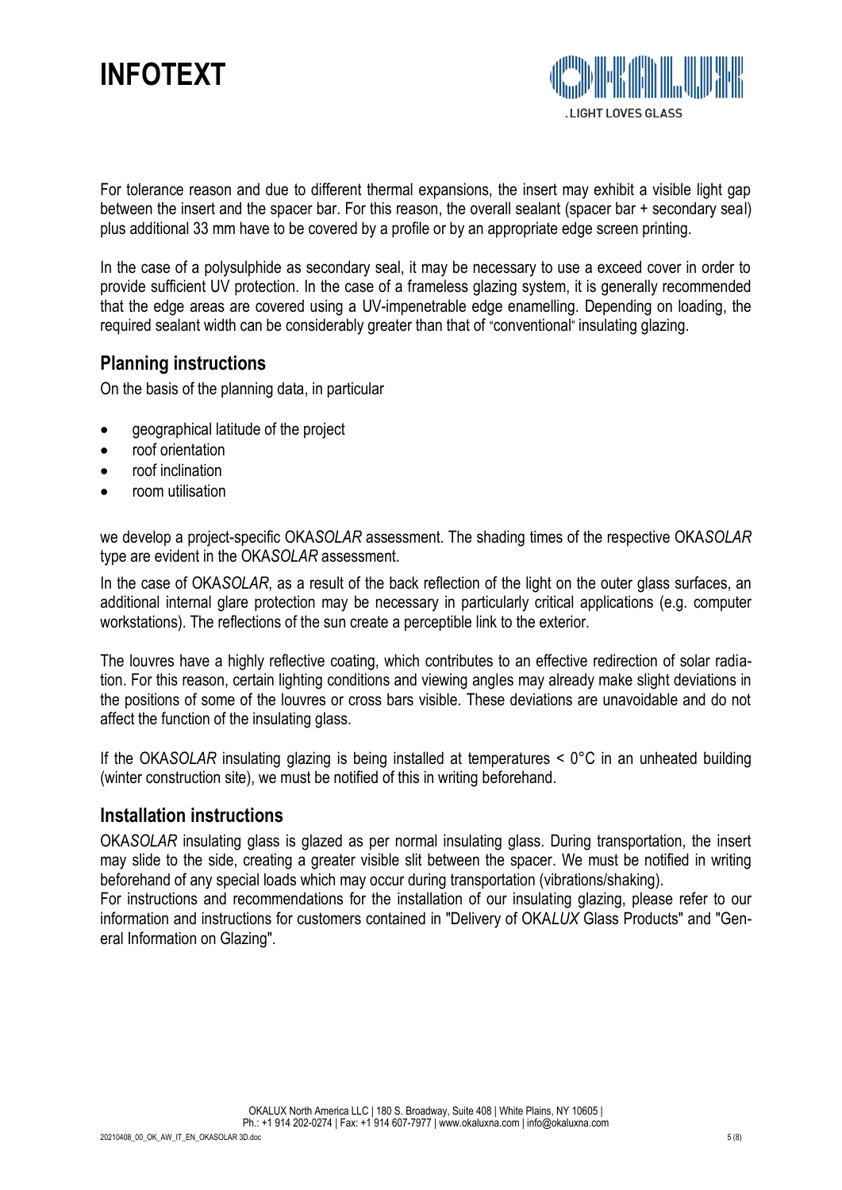For tolerance reason and due to different thermal expansions, the insert may exhibit a visible light gap between the insert and the spacer bar. For this reason, the overall sealant (spacer bar + secondary seal) plus additional 33 mm have to be covered by a profile or by an appropriate edge screen printing.

In the case of a polysulphide as secondary seal, it may be necessary to use a exceed cover in order to provide sufficient UV protection. In the case of a frameless glazing system, it is generally recommended that the edge areas are covered using a UV-impenetrable edge enamelling. Depending on loading, the required sealant width can be considerably greater than that of "conventional" insulating glazing.

## Planning instructions

On the basis of the planning data, in particular

- geographical latitude of the project
- roof orientation
- roof inclination
- room utilisation

we develop a project-specific OKA*SOLAR* assessment. The shading times of the respective OKA*SOLAR* type are evident in the OKA*SOLAR* assessment.

In the case of OKA*SOLAR*, as a result of the back reflection of the light on the outer glass surfaces, an additional internal glare protection may be necessary in particularly critical applications (e.g. computer workstations). The reflections of the sun create a perceptible link to the exterior.

The louvres have a highly reflective coating, which contributes to an effective redirection of solar radiation. For this reason, certain lighting conditions and viewing angles may already make slight deviations in the positions of some of the louvres or cross bars visible. These deviations are unavoidable and do not affect the function of the insulating glass.

If the OKA*SOLAR* insulating glazing is being installed at temperatures < 0°C in an unheated building (winter construction site), we must be notified of this in writing beforehand.

## Installation instructions

OKA*SOLAR* insulating glass is glazed as per normal insulating glass. During transportation, the insert may slide to the side, creating a greater visible slit between the spacer. We must be notified in writing beforehand of any special loads which may occur during transportation (vibrations/shaking).

For instructions and recommendations for the installation of our insulating glazing, please refer to our information and instructions for customers contained in "Delivery of OKA*LUX* Glass Products" and "General Information on Glazing".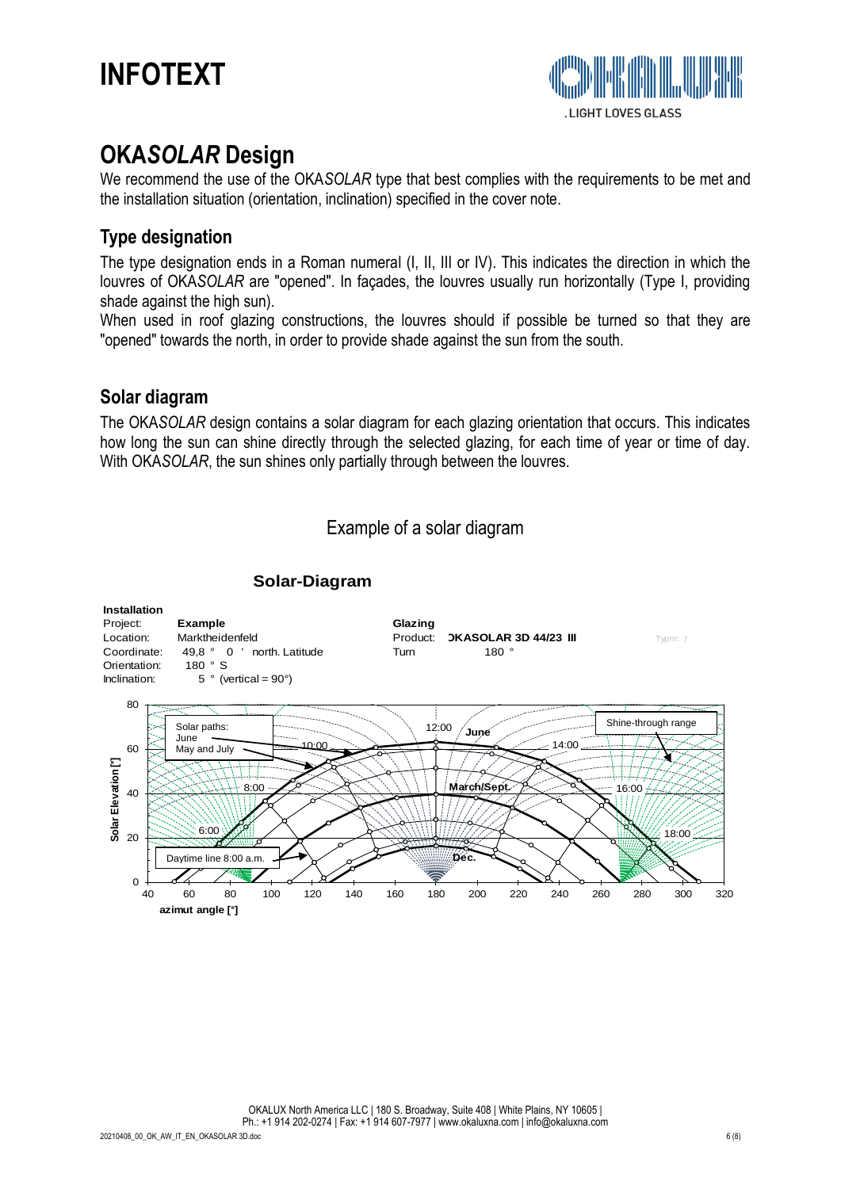# INFOTEXT

## OKA*SOLAR* Design

We recommend the use of the OKA*SOLAR* type that best complies with the requirements to be met and the installation situation (orientation, inclination) specified in the cover note.

### Type designation

The type designation ends in a Roman numeral (I, II, III or IV). This indicates the direction in which the louvres of OKA*SOLAR* are "opened". In façades, the louvres usually run horizontally (Type I, providing shade against the high sun).

When used in roof glazing constructions, the louvres should if possible be turned so that they are "opened" towards the north, in order to provide shade against the sun from the south.

### Solar diagram

The OKA*SOLAR* design contains a solar diagram for each glazing orientation that occurs. This indicates how long the sun can shine directly through the selected glazing, for each time of year or time of day. With OKA*SOLAR*, the sun shines only partially through between the louvres.

Example of a solar diagram

**Solar-Diagram**

**Installation**

| | | | |
|---|---|---|---|
| Project: | **Example** | **Glazing** | |
| Location: | Marktheidenfeld | Product: | **OKASOLAR 3D 44/23 III** |
| Coordinate: | 49,8 ° 0 ' north. Latitude | Turn | 180 ° |
| Orientation: | 180 ° S | | |
| Inclination: | 5 ° (vertical = 90°) | | |

Typnr: 7

Solar paths: June, May and July, March/Sept., Dec.

Shine-through range

Daytime line 8:00 a.m.

Solar Elevation [°]

azimut angle [°]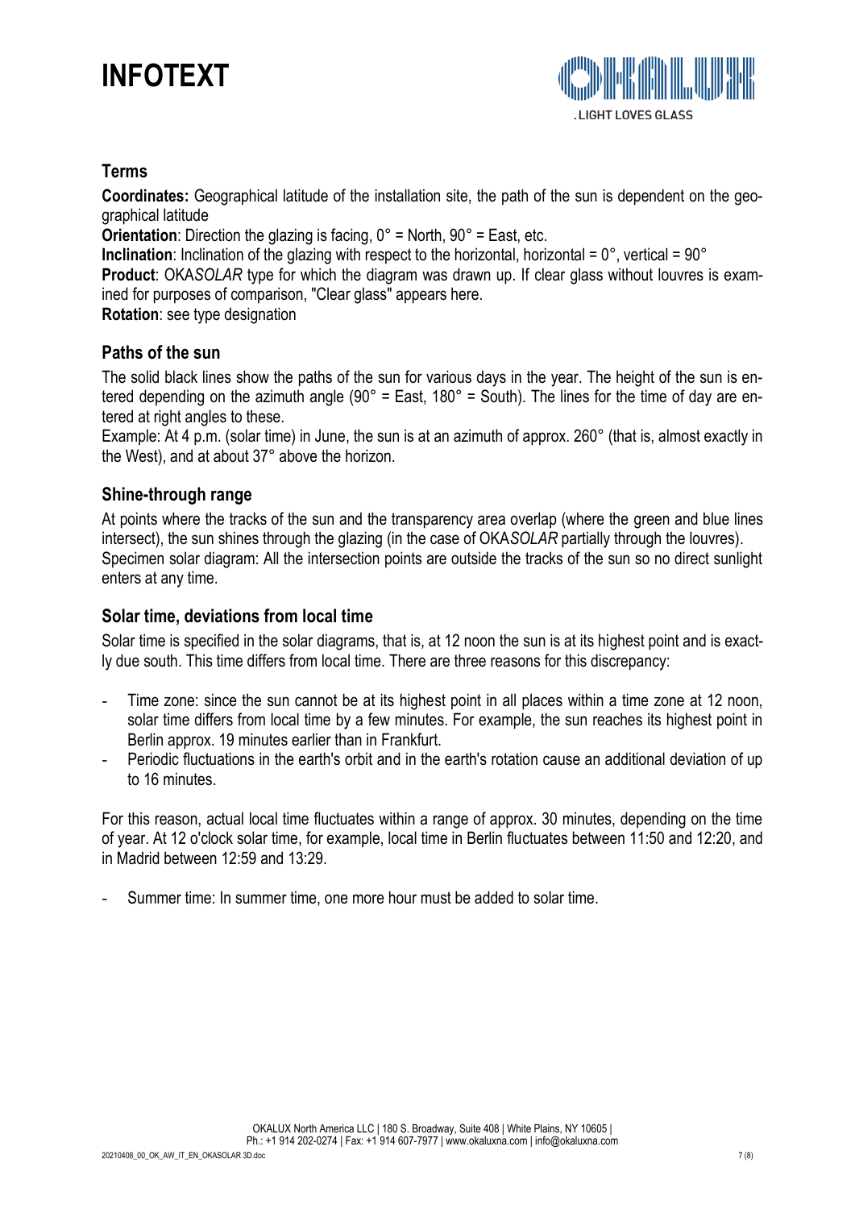# INFOTEXT

## Terms

**Coordinates:** Geographical latitude of the installation site, the path of the sun is dependent on the geographical latitude

**Orientation**: Direction the glazing is facing, 0° = North, 90° = East, etc.

**Inclination**: Inclination of the glazing with respect to the horizontal, horizontal = 0°, vertical = 90°

**Product**: OKA*SOLAR* type for which the diagram was drawn up. If clear glass without louvres is examined for purposes of comparison, "Clear glass" appears here.

**Rotation**: see type designation

## Paths of the sun

The solid black lines show the paths of the sun for various days in the year. The height of the sun is entered depending on the azimuth angle (90° = East, 180° = South). The lines for the time of day are entered at right angles to these.

Example: At 4 p.m. (solar time) in June, the sun is at an azimuth of approx. 260° (that is, almost exactly in the West), and at about 37° above the horizon.

## Shine-through range

At points where the tracks of the sun and the transparency area overlap (where the green and blue lines intersect), the sun shines through the glazing (in the case of OKA*SOLAR* partially through the louvres).

Specimen solar diagram: All the intersection points are outside the tracks of the sun so no direct sunlight enters at any time.

## Solar time, deviations from local time

Solar time is specified in the solar diagrams, that is, at 12 noon the sun is at its highest point and is exactly due south. This time differs from local time. There are three reasons for this discrepancy:

- Time zone: since the sun cannot be at its highest point in all places within a time zone at 12 noon, solar time differs from local time by a few minutes. For example, the sun reaches its highest point in Berlin approx. 19 minutes earlier than in Frankfurt.
- Periodic fluctuations in the earth's orbit and in the earth's rotation cause an additional deviation of up to 16 minutes.

For this reason, actual local time fluctuates within a range of approx. 30 minutes, depending on the time of year. At 12 o'clock solar time, for example, local time in Berlin fluctuates between 11:50 and 12:20, and in Madrid between 12:59 and 13:29.

- Summer time: In summer time, one more hour must be added to solar time.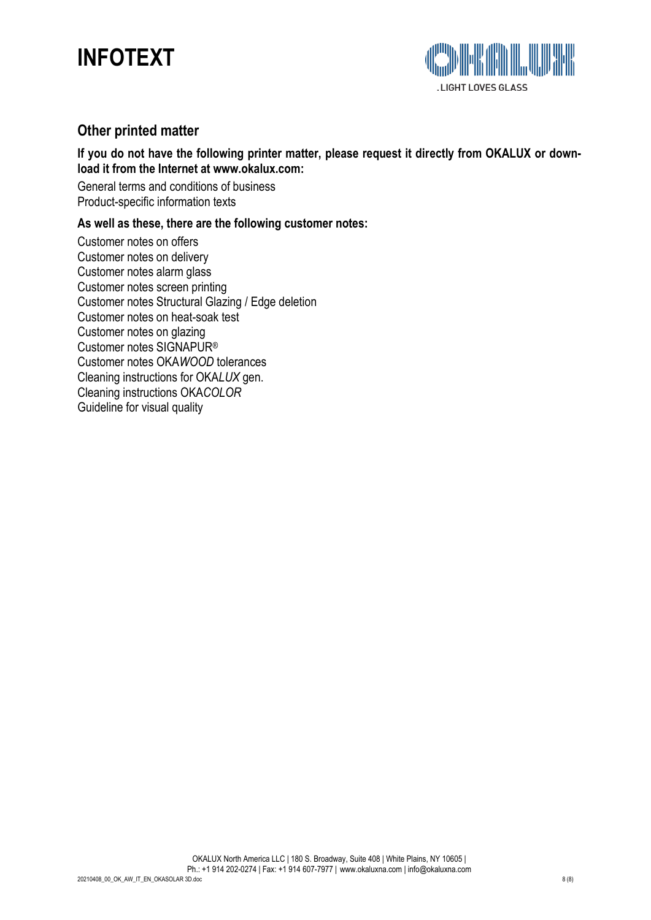## Other printed matter

**If you do not have the following printer matter, please request it directly from OKALUX or download it from the Internet at www.okalux.com:**

General terms and conditions of business
Product-specific information texts

**As well as these, there are the following customer notes:**

Customer notes on offers
Customer notes on delivery
Customer notes alarm glass
Customer notes screen printing
Customer notes Structural Glazing / Edge deletion
Customer notes on heat-soak test
Customer notes on glazing
Customer notes SIGNAPUR®
Customer notes OKA*WOOD* tolerances
Cleaning instructions for OKA*LUX* gen.
Cleaning instructions OKA*COLOR*
Guideline for visual quality